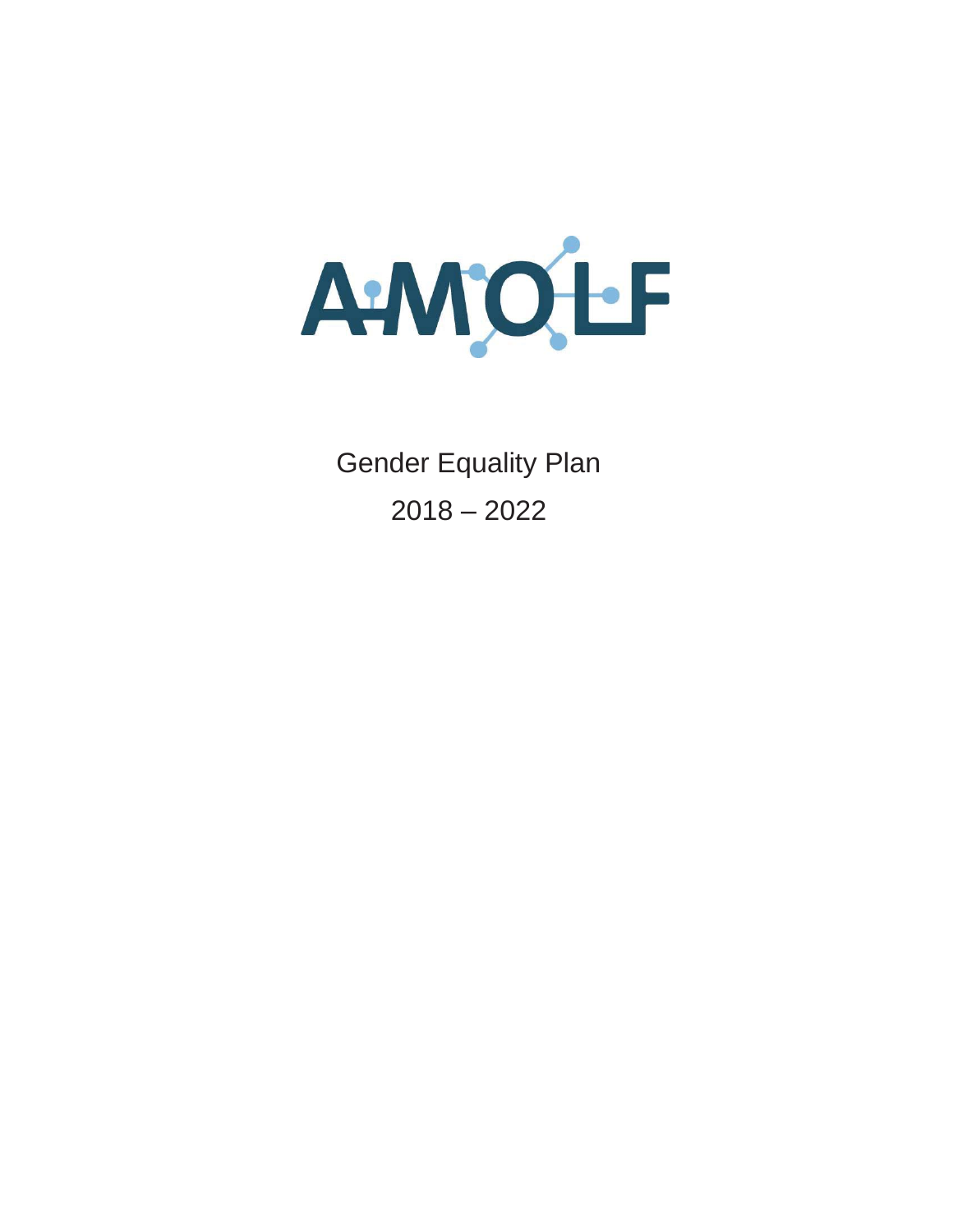AMOLF

Gender Equality Plan

2018 – 2022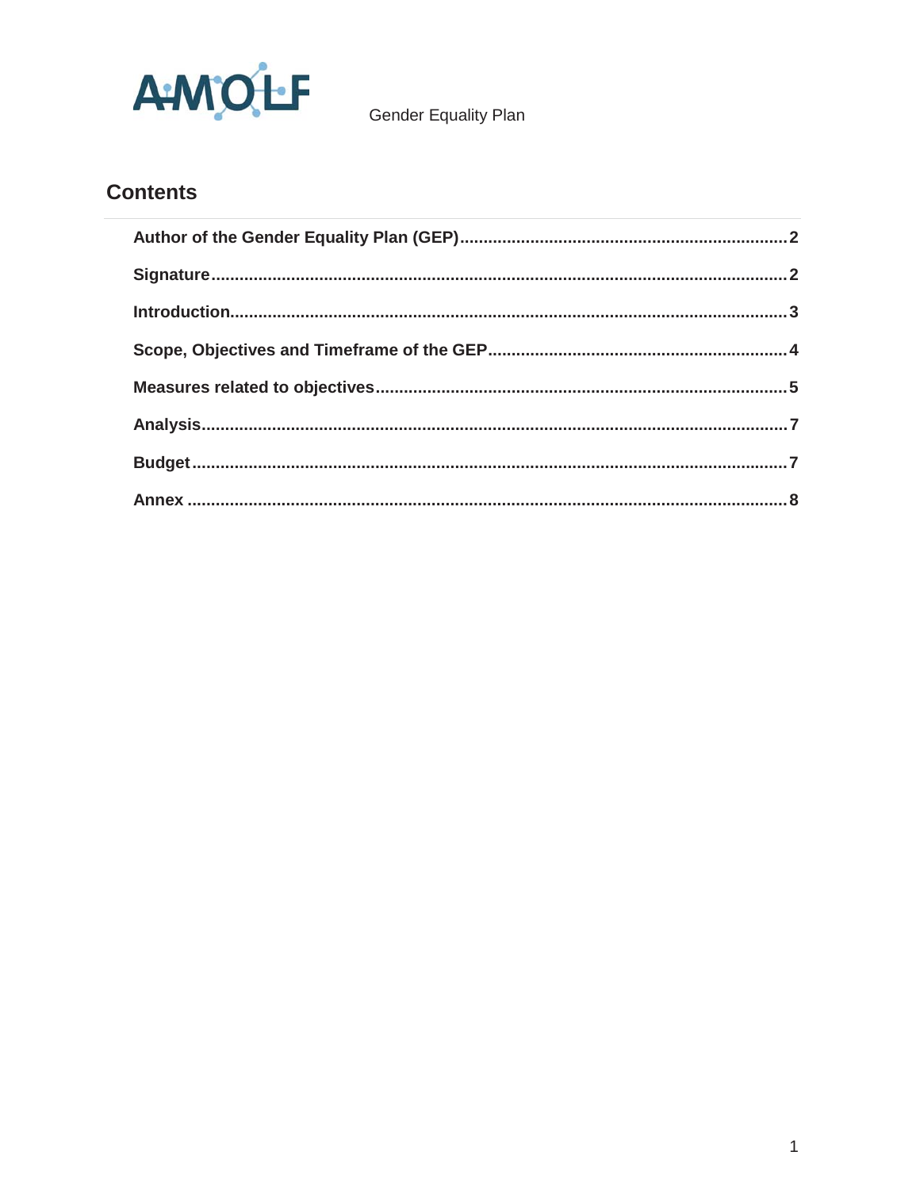Gender Equality Plan

## Contents

- **Author of the Gender Equality Plan (GEP)** ........ 2
- **Signature** ........ 2
- **Introduction** ........ 3
- **Scope, Objectives and Timeframe of the GEP** ........ 4
- **Measures related to objectives** ........ 5
- **Analysis** ........ 7
- **Budget** ........ 7
- **Annex** ........ 8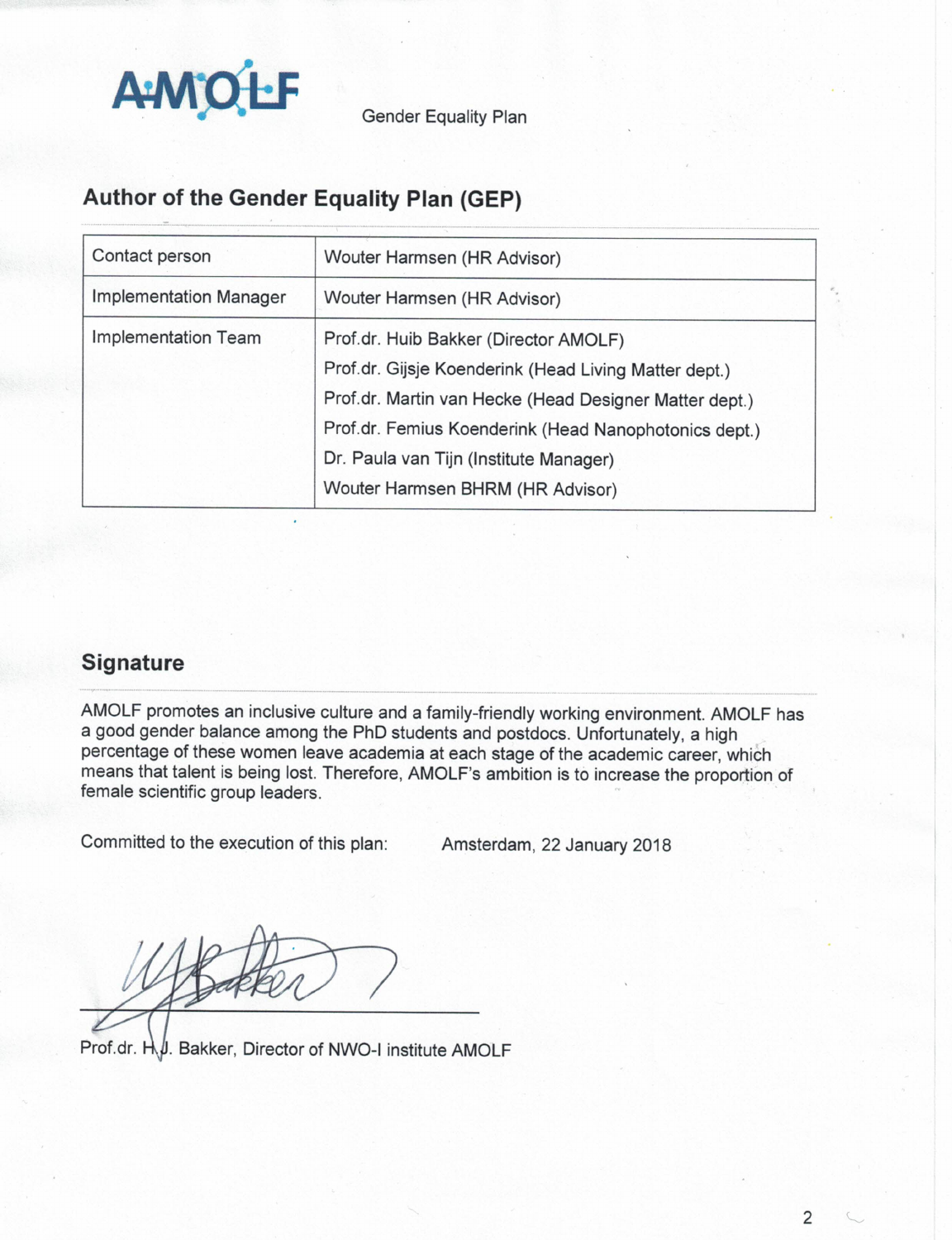AMOLF Gender Equality Plan

## Author of the Gender Equality Plan (GEP)

| | |
|---|---|
| Contact person | Wouter Harmsen (HR Advisor) |
| Implementation Manager | Wouter Harmsen (HR Advisor) |
| Implementation Team | Prof.dr. Huib Bakker (Director AMOLF)<br>Prof.dr. Gijsje Koenderink (Head Living Matter dept.)<br>Prof.dr. Martin van Hecke (Head Designer Matter dept.)<br>Prof.dr. Femius Koenderink (Head Nanophotonics dept.)<br>Dr. Paula van Tijn (Institute Manager)<br>Wouter Harmsen BHRM (HR Advisor) |

## Signature

AMOLF promotes an inclusive culture and a family-friendly working environment. AMOLF has a good gender balance among the PhD students and postdocs. Unfortunately, a high percentage of these women leave academia at each stage of the academic career, which means that talent is being lost. Therefore, AMOLF's ambition is to increase the proportion of female scientific group leaders.

Committed to the execution of this plan: Amsterdam, 22 January 2018

Prof.dr. H.J. Bakker, Director of NWO-I institute AMOLF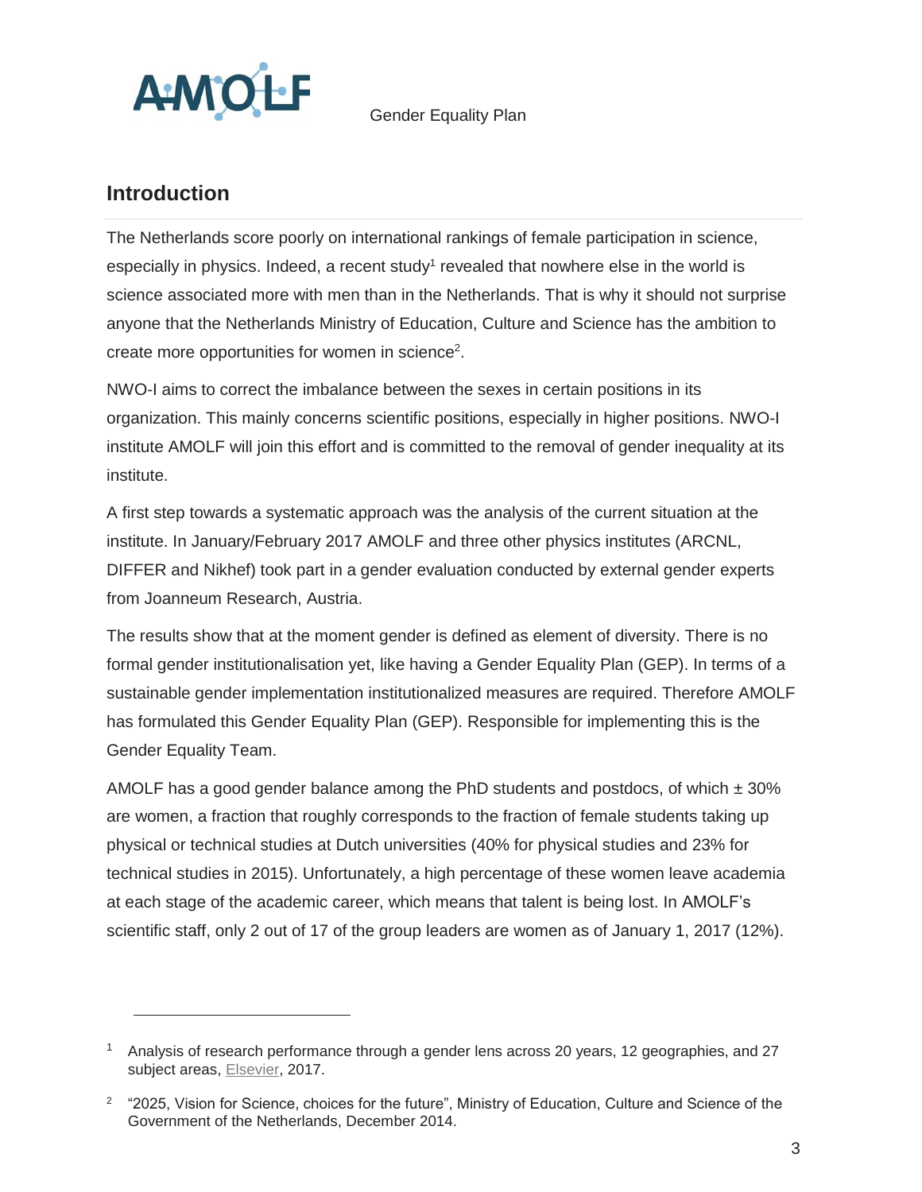## Introduction

The Netherlands score poorly on international rankings of female participation in science, especially in physics. Indeed, a recent study[1] revealed that nowhere else in the world is science associated more with men than in the Netherlands. That is why it should not surprise anyone that the Netherlands Ministry of Education, Culture and Science has the ambition to create more opportunities for women in science[2].

NWO-I aims to correct the imbalance between the sexes in certain positions in its organization. This mainly concerns scientific positions, especially in higher positions. NWO-I institute AMOLF will join this effort and is committed to the removal of gender inequality at its institute.

A first step towards a systematic approach was the analysis of the current situation at the institute. In January/February 2017 AMOLF and three other physics institutes (ARCNL, DIFFER and Nikhef) took part in a gender evaluation conducted by external gender experts from Joanneum Research, Austria.

The results show that at the moment gender is defined as element of diversity. There is no formal gender institutionalisation yet, like having a Gender Equality Plan (GEP). In terms of a sustainable gender implementation institutionalized measures are required. Therefore AMOLF has formulated this Gender Equality Plan (GEP). Responsible for implementing this is the Gender Equality Team.

AMOLF has a good gender balance among the PhD students and postdocs, of which ± 30% are women, a fraction that roughly corresponds to the fraction of female students taking up physical or technical studies at Dutch universities (40% for physical studies and 23% for technical studies in 2015). Unfortunately, a high percentage of these women leave academia at each stage of the academic career, which means that talent is being lost. In AMOLF's scientific staff, only 2 out of 17 of the group leaders are women as of January 1, 2017 (12%).

---

[1] Analysis of research performance through a gender lens across 20 years, 12 geographies, and 27 subject areas, Elsevier, 2017.

[2] "2025, Vision for Science, choices for the future", Ministry of Education, Culture and Science of the Government of the Netherlands, December 2014.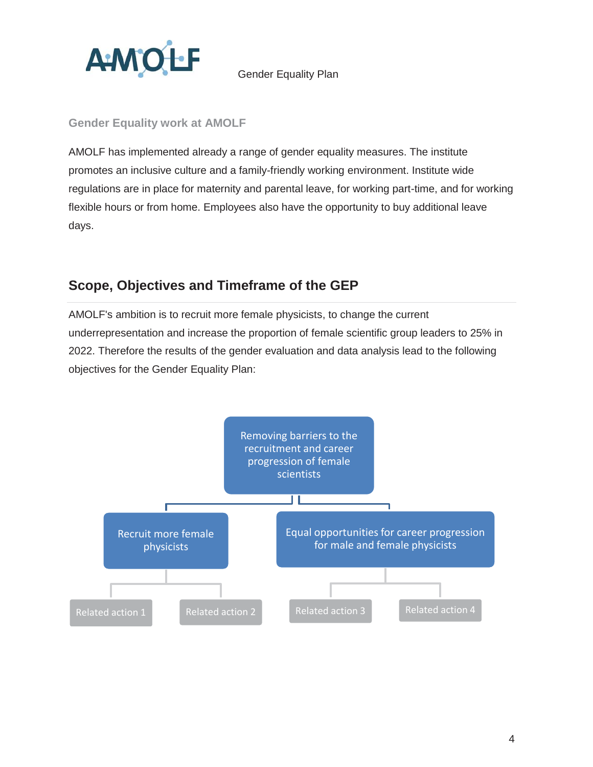## Gender Equality work at AMOLF

AMOLF has implemented already a range of gender equality measures. The institute promotes an inclusive culture and a family-friendly working environment. Institute wide regulations are in place for maternity and parental leave, for working part-time, and for working flexible hours or from home. Employees also have the opportunity to buy additional leave days.

## Scope, Objectives and Timeframe of the GEP

AMOLF's ambition is to recruit more female physicists, to change the current underrepresentation and increase the proportion of female scientific group leaders to 25% in 2022. Therefore the results of the gender evaluation and data analysis lead to the following objectives for the Gender Equality Plan:

- Removing barriers to the recruitment and career progression of female scientists
  - Recruit more female physicists
    - Related action 1
    - Related action 2
  - Equal opportunities for career progression for male and female physicists
    - Related action 3
    - Related action 4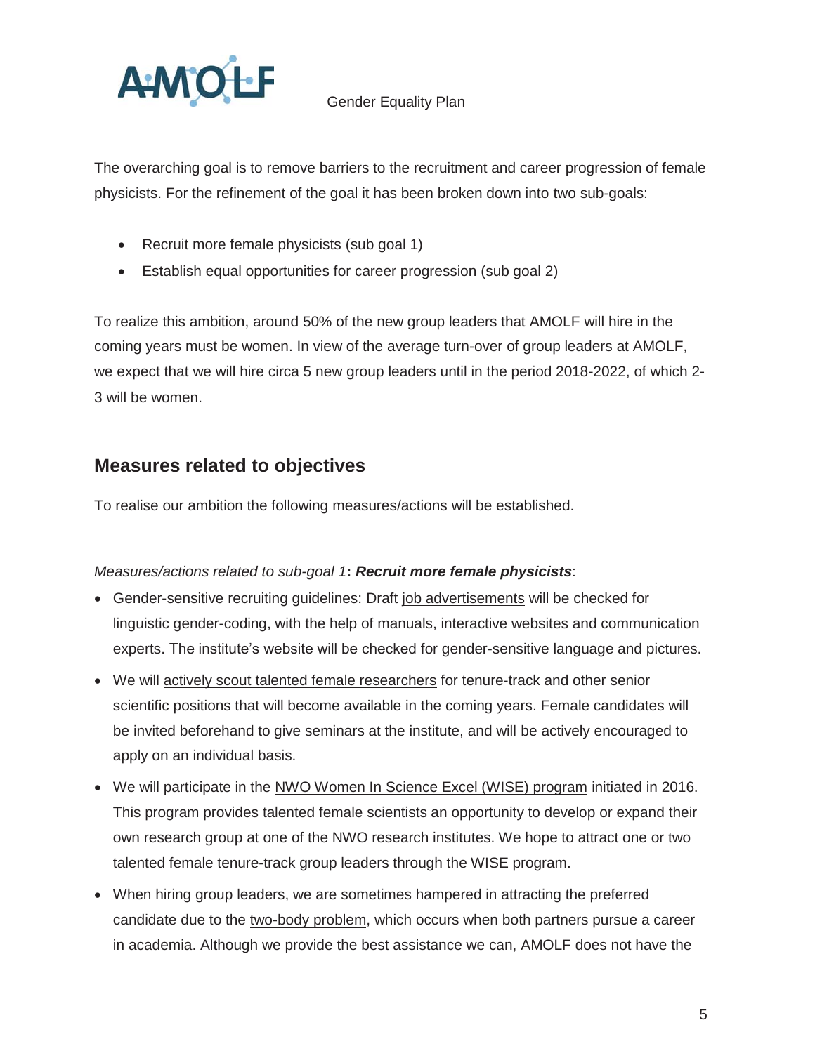The overarching goal is to remove barriers to the recruitment and career progression of female physicists. For the refinement of the goal it has been broken down into two sub-goals:

- Recruit more female physicists (sub goal 1)
- Establish equal opportunities for career progression (sub goal 2)

To realize this ambition, around 50% of the new group leaders that AMOLF will hire in the coming years must be women. In view of the average turn-over of group leaders at AMOLF, we expect that we will hire circa 5 new group leaders until in the period 2018-2022, of which 2-3 will be women.

## Measures related to objectives

To realise our ambition the following measures/actions will be established.

*Measures/actions related to sub-goal 1*: ***Recruit more female physicists***:

- Gender-sensitive recruiting guidelines: Draft job advertisements will be checked for linguistic gender-coding, with the help of manuals, interactive websites and communication experts. The institute's website will be checked for gender-sensitive language and pictures.
- We will actively scout talented female researchers for tenure-track and other senior scientific positions that will become available in the coming years. Female candidates will be invited beforehand to give seminars at the institute, and will be actively encouraged to apply on an individual basis.
- We will participate in the NWO Women In Science Excel (WISE) program initiated in 2016. This program provides talented female scientists an opportunity to develop or expand their own research group at one of the NWO research institutes. We hope to attract one or two talented female tenure-track group leaders through the WISE program.
- When hiring group leaders, we are sometimes hampered in attracting the preferred candidate due to the two-body problem, which occurs when both partners pursue a career in academia. Although we provide the best assistance we can, AMOLF does not have the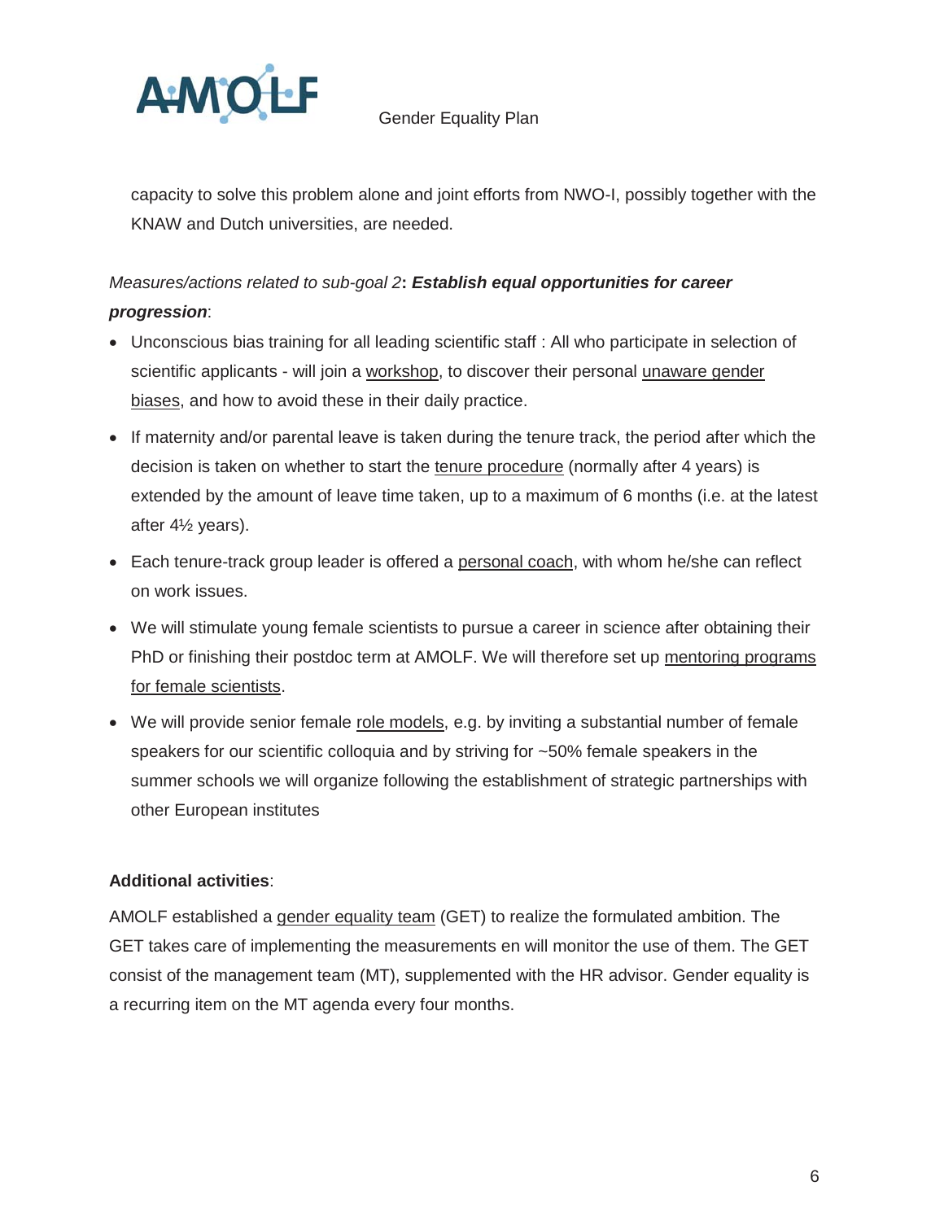capacity to solve this problem alone and joint efforts from NWO-I, possibly together with the KNAW and Dutch universities, are needed.

*Measures/actions related to sub-goal 2*: ***Establish equal opportunities for career progression***:

- Unconscious bias training for all leading scientific staff : All who participate in selection of scientific applicants - will join a workshop, to discover their personal unaware gender biases, and how to avoid these in their daily practice.
- If maternity and/or parental leave is taken during the tenure track, the period after which the decision is taken on whether to start the tenure procedure (normally after 4 years) is extended by the amount of leave time taken, up to a maximum of 6 months (i.e. at the latest after 4½ years).
- Each tenure-track group leader is offered a personal coach, with whom he/she can reflect on work issues.
- We will stimulate young female scientists to pursue a career in science after obtaining their PhD or finishing their postdoc term at AMOLF. We will therefore set up mentoring programs for female scientists.
- We will provide senior female role models, e.g. by inviting a substantial number of female speakers for our scientific colloquia and by striving for ~50% female speakers in the summer schools we will organize following the establishment of strategic partnerships with other European institutes

**Additional activities**:

AMOLF established a gender equality team (GET) to realize the formulated ambition. The GET takes care of implementing the measurements en will monitor the use of them. The GET consist of the management team (MT), supplemented with the HR advisor. Gender equality is a recurring item on the MT agenda every four months.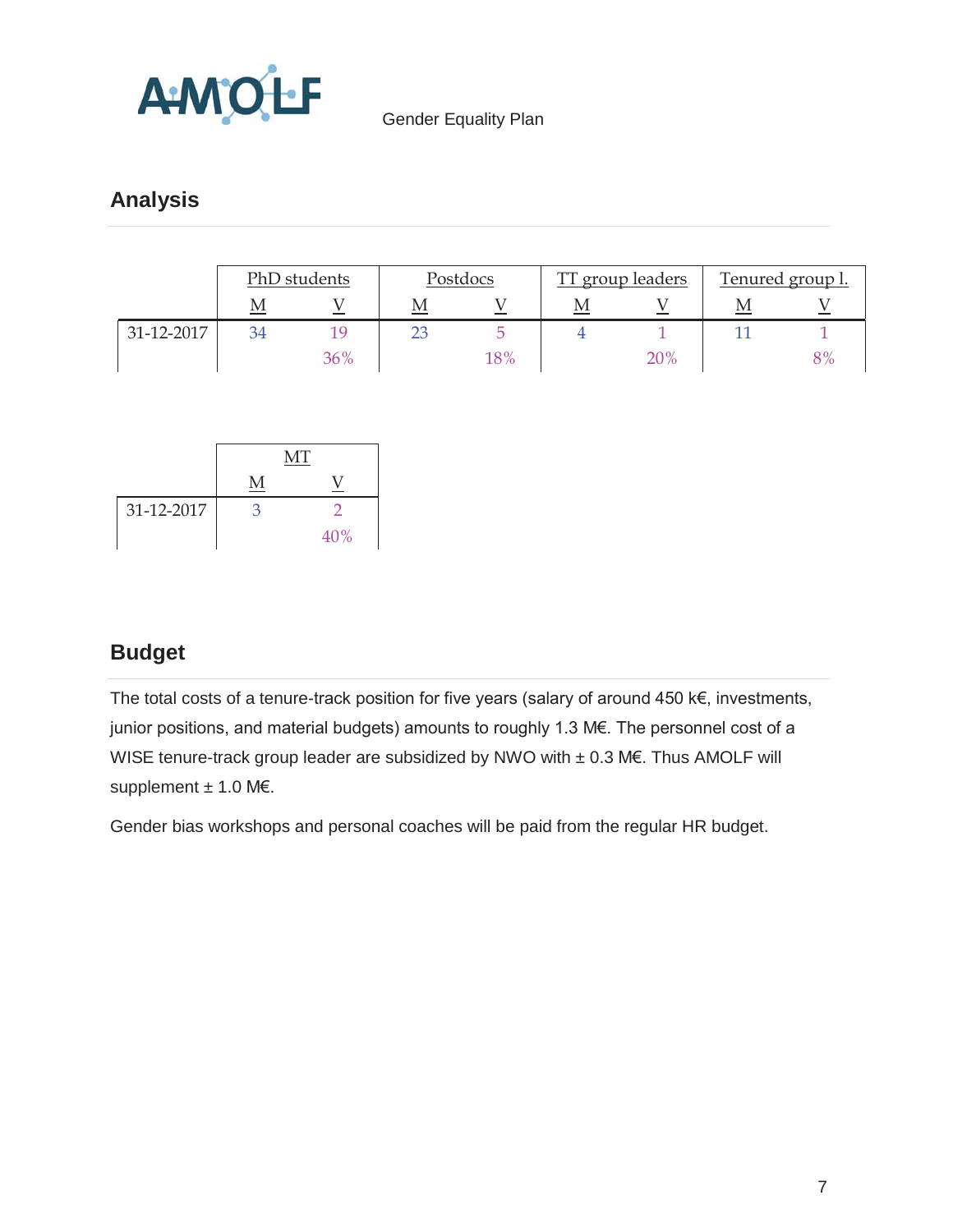## Analysis

| | PhD students | | Postdocs | | TT group leaders | | Tenured group l. | |
|---|---|---|---|---|---|---|---|---|
| | M | V | M | V | M | V | M | V |
| 31-12-2017 | 34 | 19 | 23 | 5 | 4 | 1 | 11 | 1 |
| | | 36% | | 18% | | 20% | | 8% |

| | MT | |
|---|---|---|
| | M | V |
| 31-12-2017 | 3 | 2 |
| | | 40% |

## Budget

The total costs of a tenure-track position for five years (salary of around 450 k€, investments, junior positions, and material budgets) amounts to roughly 1.3 M€. The personnel cost of a WISE tenure-track group leader are subsidized by NWO with ± 0.3 M€. Thus AMOLF will supplement ± 1.0 M€.

Gender bias workshops and personal coaches will be paid from the regular HR budget.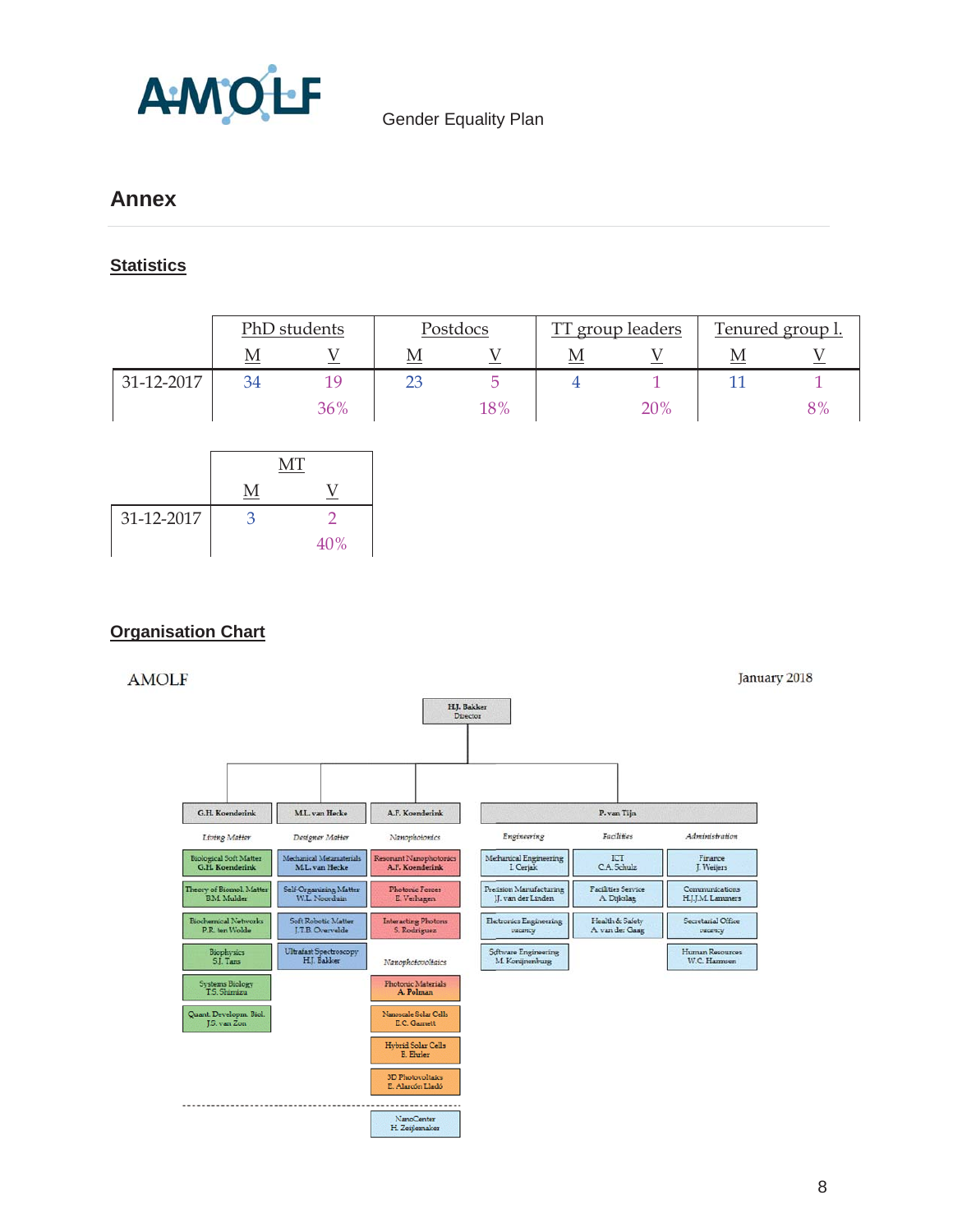# Annex

## Statistics

| | PhD students | | Postdocs | | TT group leaders | | Tenured group l. | |
|---|---|---|---|---|---|---|---|---|
| | M | V | M | V | M | V | M | V |
| 31-12-2017 | 34 | 19 | 23 | 5 | 4 | 1 | 11 | 1 |
| | | 36% | | 18% | | 20% | | 8% |

| | MT | |
|---|---|---|
| | M | V |
| 31-12-2017 | 3 | 2 |
| | | 40% |

## Organisation Chart

AMOLF

January 2018

H.J. Bakker
Director

G.H. Koenderink
*Living Matter*
- Biological Soft Matter – G.H. Koenderink
- Theory of Biomol. Matter – B.M. Mulder
- Biochemical Networks – P.R. ten Wolde
- Biophysics – S.J. Tans
- Systems Biology – T.S. Shimizu
- Quant. Developm. Biol. – J.S. van Zon

M.L. van Hecke
*Designer Matter*
- Mechanical Metamaterials – M.L. van Hecke
- Self-Organizing Matter – W.L. Noorduin
- Soft Robotic Matter – J.T.B. Overvelde
- Ultrafast Spectroscopy – H.J. Bakker

A.F. Koenderink
*Nanophotonics*
- Resonant Nanophotonics – A.F. Koenderink
- Photonic Forces – E. Verhagen
- Interacting Photons – S. Rodriguez

*Nanophotovoltaics*
- Photonic Materials – A. Polman
- Nanoscale Solar Cells – E.C. Garnett
- Hybrid Solar Cells – B. Ehrler
- 3D Photovoltaics – E. Alarcón Lladó

- NanoCenter – H. Zeijlemaker

P. van Tijn
*Engineering*
- Mechanical Engineering – I. Cerjak
- Precision Manufacturing – J.J. van der Linden
- Electronics Engineering – vacancy
- Software Engineering – M. Konijnenburg

*Facilities*
- ICT – C.A. Schulz
- Facilities Service – A. Dijkslag
- Health & Safety – A. van der Gaag

*Administration*
- Finance – J. Weijers
- Communications – H.J.J.M. Lammers
- Secretarial Office – vacancy
- Human Resources – W.C. Hanssen